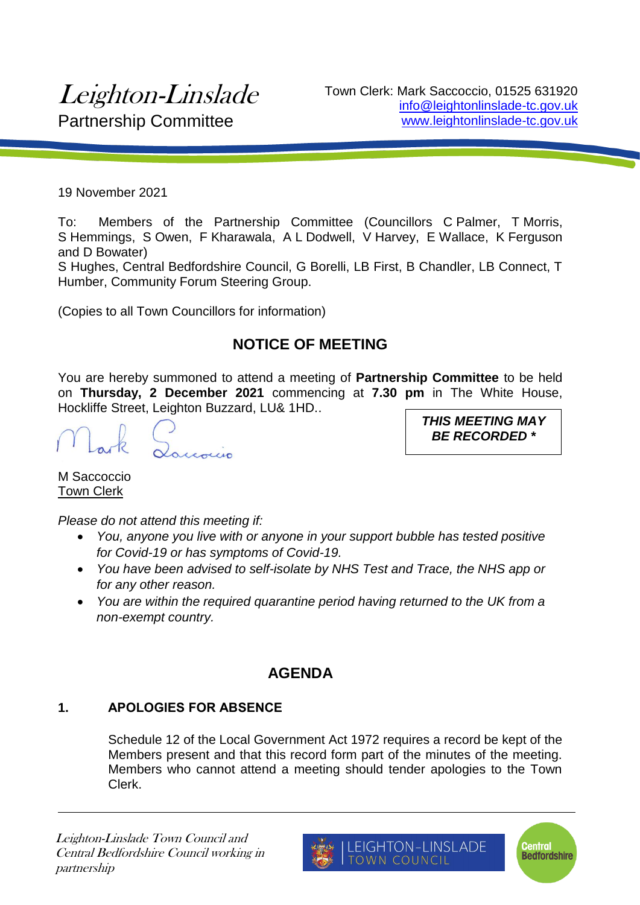# *Leighton-Linslade*

Partnership Committee

Town Clerk: Mark Saccoccio, 01525 631920
info@leightonlinslade-tc.gov.uk
www.leightonlinslade-tc.gov.uk

19 November 2021

To: Members of the Partnership Committee (Councillors C Palmer, T Morris, S Hemmings, S Owen, F Kharawala, A L Dodwell, V Harvey, E Wallace, K Ferguson and D Bowater)
S Hughes, Central Bedfordshire Council, G Borelli, LB First, B Chandler, LB Connect, T Humber, Community Forum Steering Group.

(Copies to all Town Councillors for information)

## NOTICE OF MEETING

You are hereby summoned to attend a meeting of **Partnership Committee** to be held on **Thursday, 2 December 2021** commencing at **7.30 pm** in The White House, Hockliffe Street, Leighton Buzzard, LU& 1HD..

***THIS MEETING MAY BE RECORDED \****

M Saccoccio
Town Clerk

*Please do not attend this meeting if:*

- *You, anyone you live with or anyone in your support bubble has tested positive for Covid-19 or has symptoms of Covid-19.*
- *You have been advised to self-isolate by NHS Test and Trace, the NHS app or for any other reason.*
- *You are within the required quarantine period having returned to the UK from a non-exempt country.*

## AGENDA

### 1. APOLOGIES FOR ABSENCE

Schedule 12 of the Local Government Act 1972 requires a record be kept of the Members present and that this record form part of the minutes of the meeting. Members who cannot attend a meeting should tender apologies to the Town Clerk.

*Leighton-Linslade Town Council and Central Bedfordshire Council working in partnership*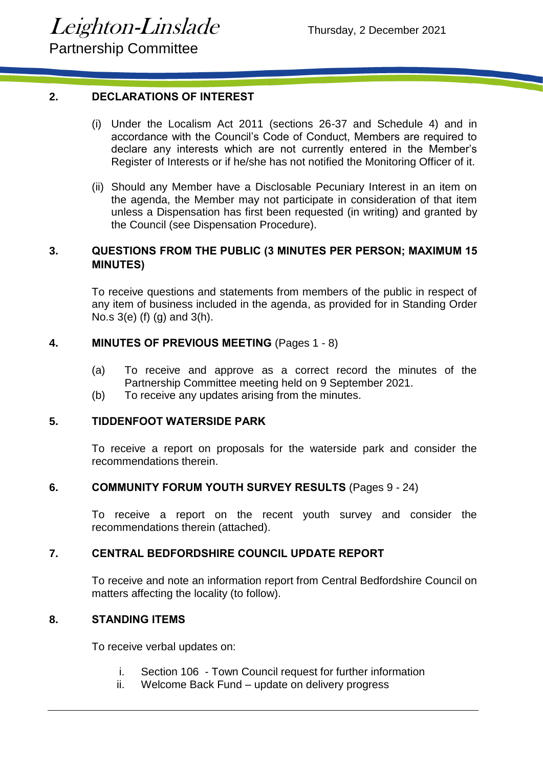## 2. DECLARATIONS OF INTEREST

(i) Under the Localism Act 2011 (sections 26-37 and Schedule 4) and in accordance with the Council's Code of Conduct, Members are required to declare any interests which are not currently entered in the Member's Register of Interests or if he/she has not notified the Monitoring Officer of it.

(ii) Should any Member have a Disclosable Pecuniary Interest in an item on the agenda, the Member may not participate in consideration of that item unless a Dispensation has first been requested (in writing) and granted by the Council (see Dispensation Procedure).

## 3. QUESTIONS FROM THE PUBLIC (3 MINUTES PER PERSON; MAXIMUM 15 MINUTES)

To receive questions and statements from members of the public in respect of any item of business included in the agenda, as provided for in Standing Order No.s 3(e) (f) (g) and 3(h).

## 4. MINUTES OF PREVIOUS MEETING (Pages 1 - 8)

(a) To receive and approve as a correct record the minutes of the Partnership Committee meeting held on 9 September 2021.

(b) To receive any updates arising from the minutes.

## 5. TIDDENFOOT WATERSIDE PARK

To receive a report on proposals for the waterside park and consider the recommendations therein.

## 6. COMMUNITY FORUM YOUTH SURVEY RESULTS (Pages 9 - 24)

To receive a report on the recent youth survey and consider the recommendations therein (attached).

## 7. CENTRAL BEDFORDSHIRE COUNCIL UPDATE REPORT

To receive and note an information report from Central Bedfordshire Council on matters affecting the locality (to follow).

## 8. STANDING ITEMS

To receive verbal updates on:

i. Section 106 - Town Council request for further information
ii. Welcome Back Fund – update on delivery progress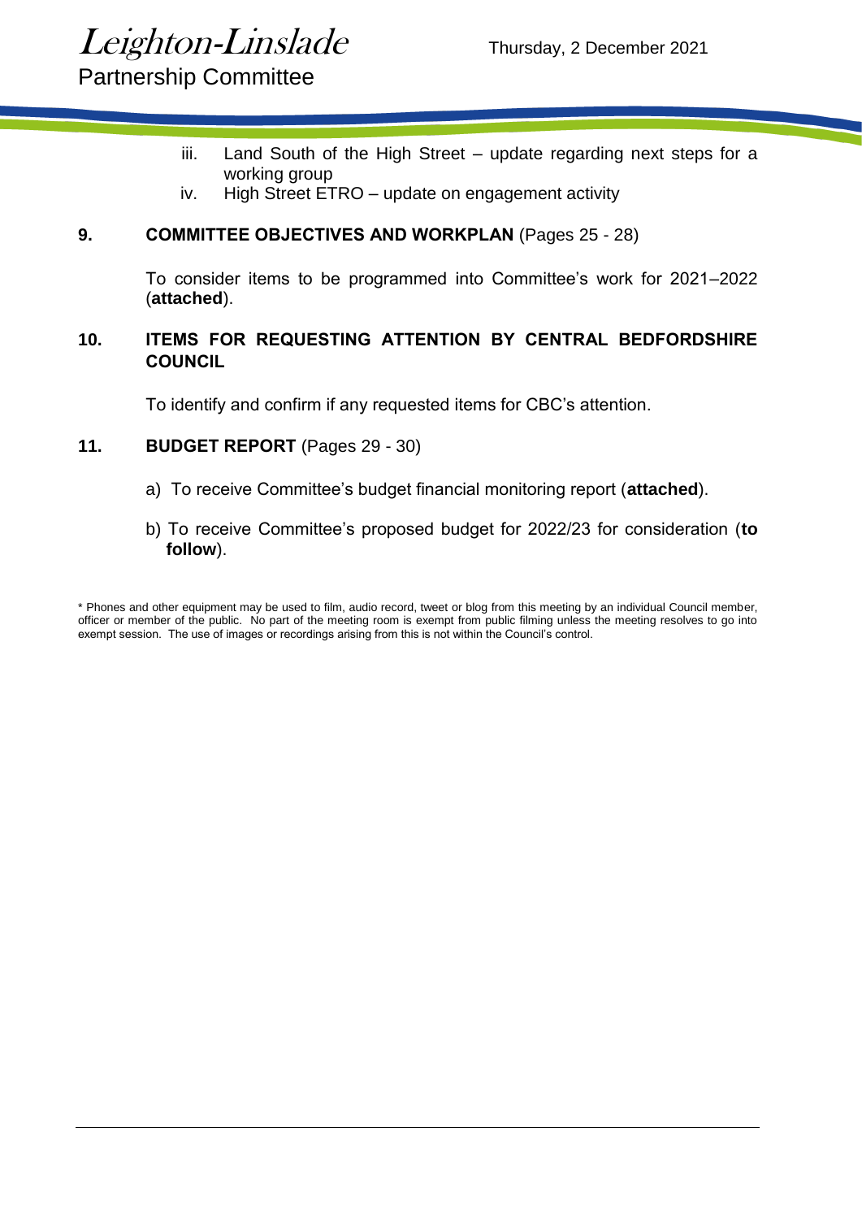iii. Land South of the High Street – update regarding next steps for a working group
iv. High Street ETRO – update on engagement activity

**9. COMMITTEE OBJECTIVES AND WORKPLAN** (Pages 25 - 28)

To consider items to be programmed into Committee's work for 2021–2022 (**attached**).

**10. ITEMS FOR REQUESTING ATTENTION BY CENTRAL BEDFORDSHIRE COUNCIL**

To identify and confirm if any requested items for CBC's attention.

**11. BUDGET REPORT** (Pages 29 - 30)

a) To receive Committee's budget financial monitoring report (**attached**).

b) To receive Committee's proposed budget for 2022/23 for consideration (**to follow**).

* Phones and other equipment may be used to film, audio record, tweet or blog from this meeting by an individual Council member, officer or member of the public. No part of the meeting room is exempt from public filming unless the meeting resolves to go into exempt session. The use of images or recordings arising from this is not within the Council's control.